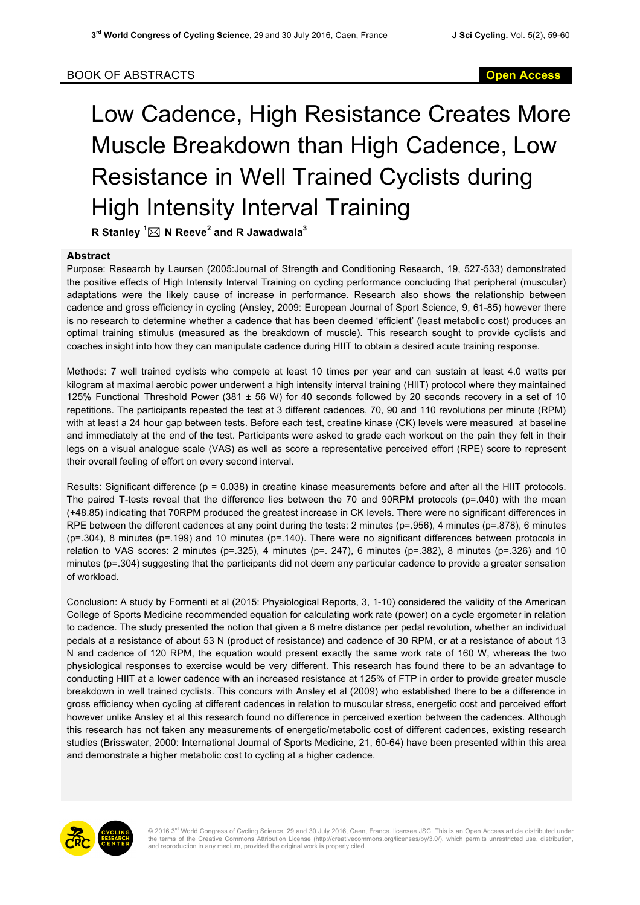BOOK OF ABSTRACTS

**Open Access**

# Low Cadence, High Resistance Creates More Muscle Breakdown than High Cadence, Low Resistance in Well Trained Cyclists during High Intensity Interval Training

**R Stanley [1]✉ N Reeve[2] and R Jawadwala[3]**

## Abstract

Purpose: Research by Laursen (2005:Journal of Strength and Conditioning Research, 19, 527-533) demonstrated the positive effects of High Intensity Interval Training on cycling performance concluding that peripheral (muscular) adaptations were the likely cause of increase in performance. Research also shows the relationship between cadence and gross efficiency in cycling (Ansley, 2009: European Journal of Sport Science, 9, 61-85) however there is no research to determine whether a cadence that has been deemed 'efficient' (least metabolic cost) produces an optimal training stimulus (measured as the breakdown of muscle). This research sought to provide cyclists and coaches insight into how they can manipulate cadence during HIIT to obtain a desired acute training response.

Methods: 7 well trained cyclists who compete at least 10 times per year and can sustain at least 4.0 watts per kilogram at maximal aerobic power underwent a high intensity interval training (HIIT) protocol where they maintained 125% Functional Threshold Power (381 ± 56 W) for 40 seconds followed by 20 seconds recovery in a set of 10 repetitions. The participants repeated the test at 3 different cadences, 70, 90 and 110 revolutions per minute (RPM) with at least a 24 hour gap between tests. Before each test, creatine kinase (CK) levels were measured at baseline and immediately at the end of the test. Participants were asked to grade each workout on the pain they felt in their legs on a visual analogue scale (VAS) as well as score a representative perceived effort (RPE) score to represent their overall feeling of effort on every second interval.

Results: Significant difference ($p = 0.038$) in creatine kinase measurements before and after all the HIIT protocols. The paired T-tests reveal that the difference lies between the 70 and 90RPM protocols ($p=.040$) with the mean (+48.85) indicating that 70RPM produced the greatest increase in CK levels. There were no significant differences in RPE between the different cadences at any point during the tests: 2 minutes ($p=.956$), 4 minutes ($p=.878$), 6 minutes ($p=.304$), 8 minutes ($p=.199$) and 10 minutes ($p=.140$). There were no significant differences between protocols in relation to VAS scores: 2 minutes ($p=.325$), 4 minutes ($p=.247$), 6 minutes ($p=.382$), 8 minutes ($p=.326$) and 10 minutes ($p=.304$) suggesting that the participants did not deem any particular cadence to provide a greater sensation of workload.

Conclusion: A study by Formenti et al (2015: Physiological Reports, 3, 1-10) considered the validity of the American College of Sports Medicine recommended equation for calculating work rate (power) on a cycle ergometer in relation to cadence. The study presented the notion that given a 6 metre distance per pedal revolution, whether an individual pedals at a resistance of about 53 N (product of resistance) and cadence of 30 RPM, or at a resistance of about 13 N and cadence of 120 RPM, the equation would present exactly the same work rate of 160 W, whereas the two physiological responses to exercise would be very different. This research has found there to be an advantage to conducting HIIT at a lower cadence with an increased resistance at 125% of FTP in order to provide greater muscle breakdown in well trained cyclists. This concurs with Ansley et al (2009) who established there to be a difference in gross efficiency when cycling at different cadences in relation to muscular stress, energetic cost and perceived effort however unlike Ansley et al this research found no difference in perceived exertion between the cadences. Although this research has not taken any measurements of energetic/metabolic cost of different cadences, existing research studies (Brisswater, 2000: International Journal of Sports Medicine, 21, 60-64) have been presented within this area and demonstrate a higher metabolic cost to cycling at a higher cadence.

© 2016 3rd World Congress of Cycling Science, 29 and 30 July 2016, Caen, France. licensee JSC. This is an Open Access article distributed under the terms of the Creative Commons Attribution License (http://creativecommons.org/licenses/by/3.0/), which permits unrestricted use, distribution, and reproduction in any medium, provided the original work is properly cited.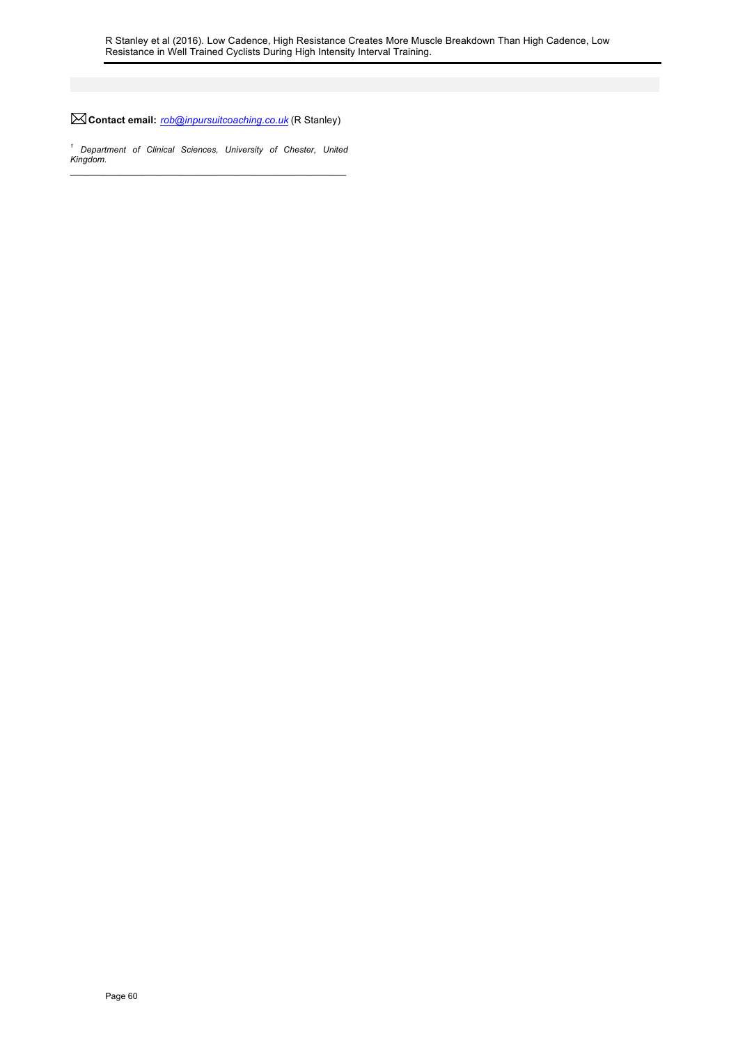✉ **Contact email:** *rob@inpursuitcoaching.co.uk* (R Stanley)

[1] *Department of Clinical Sciences, University of Chester, United Kingdom.*